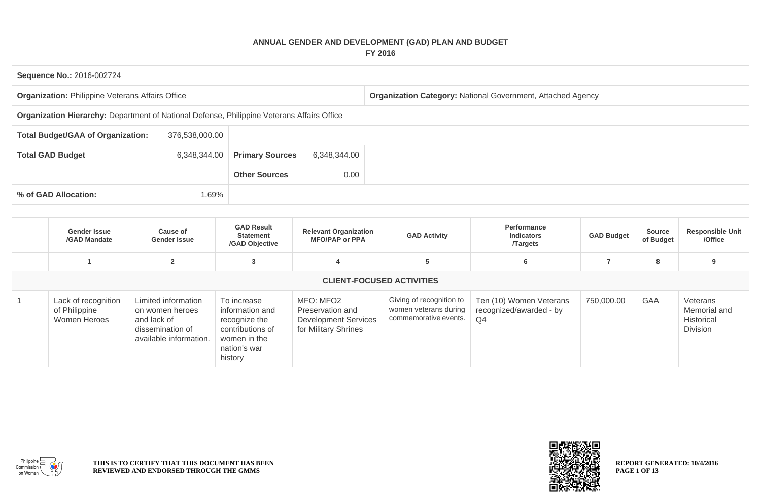# ANNUAL GENDER AND DEVELOPMENT (GAD) PLAN AND BUDGET
## FY 2016

| | | | | |
|---|---|---|---|---|
| **Sequence No.:** 2016-002724 | | | | |
| **Organization:** Philippine Veterans Affairs Office | | | **Organization Category:** National Government, Attached Agency | |
| **Organization Hierarchy:** Department of National Defense, Philippine Veterans Affairs Office | | | | |
| **Total Budget/GAA of Organization:** | 376,538,000.00 | | | |
| **Total GAD Budget** | 6,348,344.00 | **Primary Sources** | 6,348,344.00 | |
| | | **Other Sources** | 0.00 | |
| **% of GAD Allocation:** | 1.69% | | | |

| | Gender Issue /GAD Mandate | Cause of Gender Issue | GAD Result Statement /GAD Objective | Relevant Organization MFO/PAP or PPA | GAD Activity | Performance Indicators /Targets | GAD Budget | Source of Budget | Responsible Unit /Office |
|---|---|---|---|---|---|---|---|---|---|
| | 1 | 2 | 3 | 4 | 5 | 6 | 7 | 8 | 9 |
| | | | | **CLIENT-FOCUSED ACTIVITIES** | | | | | |
| 1 | Lack of recognition of Philippine Women Heroes | Limited information on women heroes and lack of dissemination of available information. | To increase information and recognize the contributions of women in the nation's war history | MFO: MFO2 Preservation and Development Services for Military Shrines | Giving of recognition to women veterans during commemorative events. | Ten (10) Women Veterans recognized/awarded - by Q4 | 750,000.00 | GAA | Veterans Memorial and Historical Division |

THIS IS TO CERTIFY THAT THIS DOCUMENT HAS BEEN REVIEWED AND ENDORSED THROUGH THE GMMS

REPORT GENERATED: 10/4/2016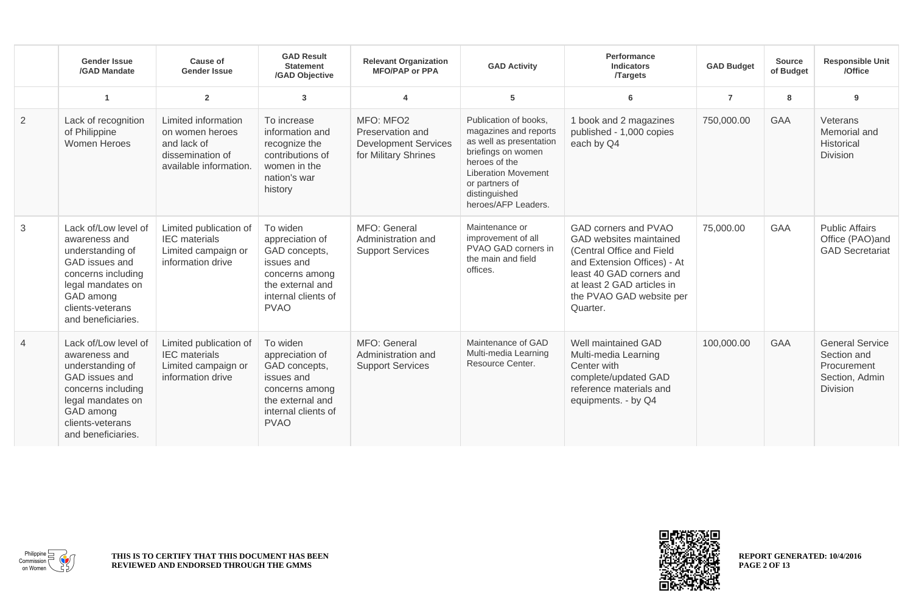| | Gender Issue /GAD Mandate | Cause of Gender Issue | GAD Result Statement /GAD Objective | Relevant Organization MFO/PAP or PPA | GAD Activity | Performance Indicators /Targets | GAD Budget | Source of Budget | Responsible Unit /Office |
|---|---|---|---|---|---|---|---|---|---|
| | 1 | 2 | 3 | 4 | 5 | 6 | 7 | 8 | 9 |
| 2 | Lack of recognition of Philippine Women Heroes | Limited information on women heroes and lack of dissemination of available information. | To increase information and recognize the contributions of women in the nation's war history | MFO: MFO2 Preservation and Development Services for Military Shrines | Publication of books, magazines and reports as well as presentation briefings on women heroes of the Liberation Movement or partners of distinguished heroes/AFP Leaders. | 1 book and 2 magazines published - 1,000 copies each by Q4 | 750,000.00 | GAA | Veterans Memorial and Historical Division |
| 3 | Lack of/Low level of awareness and understanding of GAD issues and concerns including legal mandates on GAD among clients-veterans and beneficiaries. | Limited publication of IEC materials Limited campaign or information drive | To widen appreciation of GAD concepts, issues and concerns among the external and internal clients of PVAO | MFO: General Administration and Support Services | Maintenance or improvement of all PVAO GAD corners in the main and field offices. | GAD corners and PVAO GAD websites maintained (Central Office and Field and Extension Offices) - At least 40 GAD corners and at least 2 GAD articles in the PVAO GAD website per Quarter. | 75,000.00 | GAA | Public Affairs Office (PAO)and GAD Secretariat |
| 4 | Lack of/Low level of awareness and understanding of GAD issues and concerns including legal mandates on GAD among clients-veterans and beneficiaries. | Limited publication of IEC materials Limited campaign or information drive | To widen appreciation of GAD concepts, issues and concerns among the external and internal clients of PVAO | MFO: General Administration and Support Services | Maintenance of GAD Multi-media Learning Resource Center. | Well maintained GAD Multi-media Learning Center with complete/updated GAD reference materials and equipments. - by Q4 | 100,000.00 | GAA | General Service Section and Procurement Section, Admin Division |

**THIS IS TO CERTIFY THAT THIS DOCUMENT HAS BEEN REVIEWED AND ENDORSED THROUGH THE GMMS**

**REPORT GENERATED: 10/4/2016**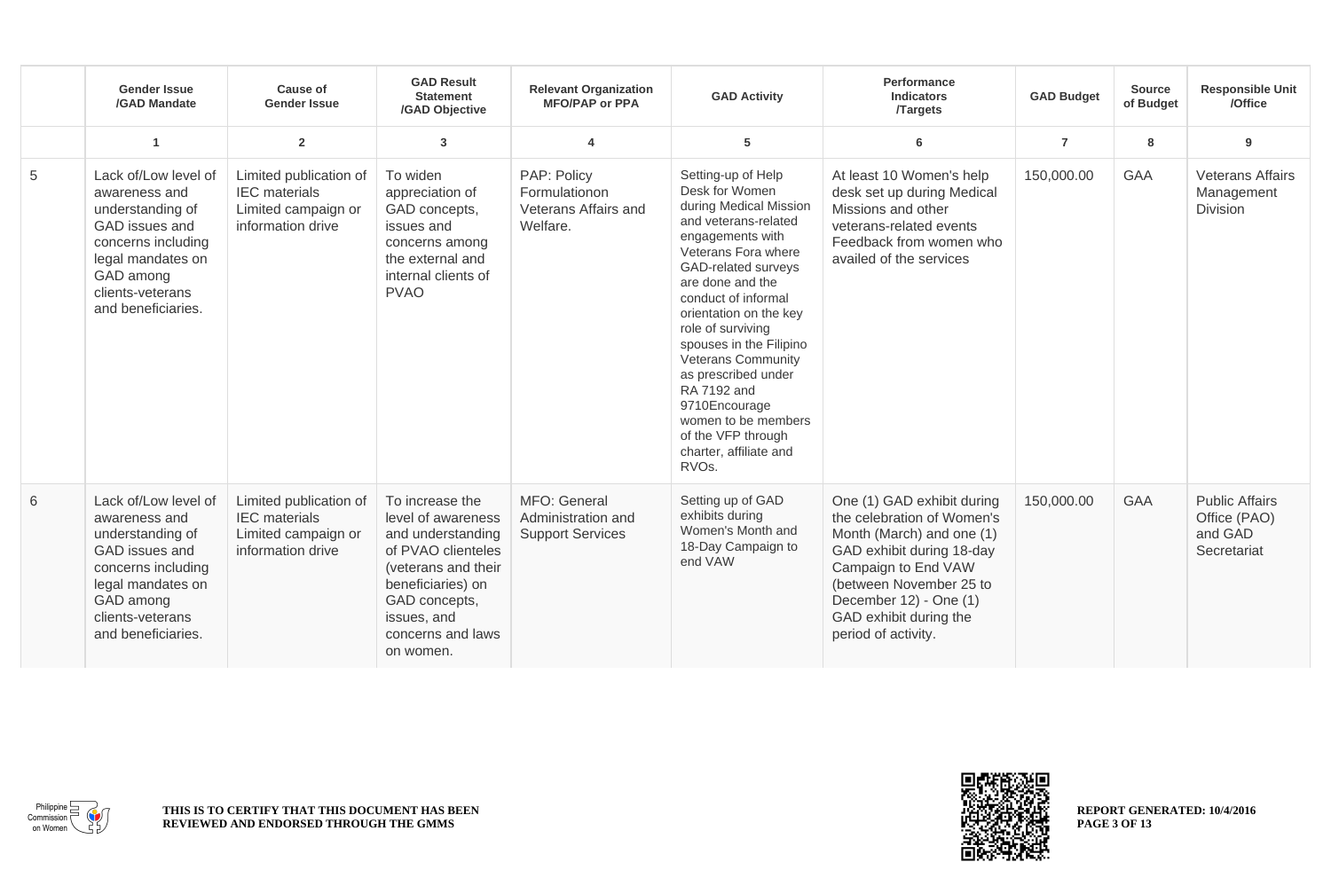| | Gender Issue /GAD Mandate | Cause of Gender Issue | GAD Result Statement /GAD Objective | Relevant Organization MFO/PAP or PPA | GAD Activity | Performance Indicators /Targets | GAD Budget | Source of Budget | Responsible Unit /Office |
|---|---|---|---|---|---|---|---|---|---|
| | 1 | 2 | 3 | 4 | 5 | 6 | 7 | 8 | 9 |
| 5 | Lack of/Low level of awareness and understanding of GAD issues and concerns including legal mandates on GAD among clients-veterans and beneficiaries. | Limited publication of IEC materials Limited campaign or information drive | To widen appreciation of GAD concepts, issues and concerns among the external and internal clients of PVAO | PAP: Policy Formulationon Veterans Affairs and Welfare. | Setting-up of Help Desk for Women during Medical Mission and veterans-related engagements with Veterans Fora where GAD-related surveys are done and the conduct of informal orientation on the key role of surviving spouses in the Filipino Veterans Community as prescribed under RA 7192 and 9710Encourage women to be members of the VFP through charter, affiliate and RVOs. | At least 10 Women's help desk set up during Medical Missions and other veterans-related events Feedback from women who availed of the services | 150,000.00 | GAA | Veterans Affairs Management Division |
| 6 | Lack of/Low level of awareness and understanding of GAD issues and concerns including legal mandates on GAD among clients-veterans and beneficiaries. | Limited publication of IEC materials Limited campaign or information drive | To increase the level of awareness and understanding of PVAO clienteles (veterans and their beneficiaries) on GAD concepts, issues, and concerns and laws on women. | MFO: General Administration and Support Services | Setting up of GAD exhibits during Women's Month and 18-Day Campaign to end VAW | One (1) GAD exhibit during the celebration of Women's Month (March) and one (1) GAD exhibit during 18-day Campaign to End VAW (between November 25 to December 12) - One (1) GAD exhibit during the period of activity. | 150,000.00 | GAA | Public Affairs Office (PAO) and GAD Secretariat |

THIS IS TO CERTIFY THAT THIS DOCUMENT HAS BEEN REVIEWED AND ENDORSED THROUGH THE GMMS

REPORT GENERATED: 10/4/2016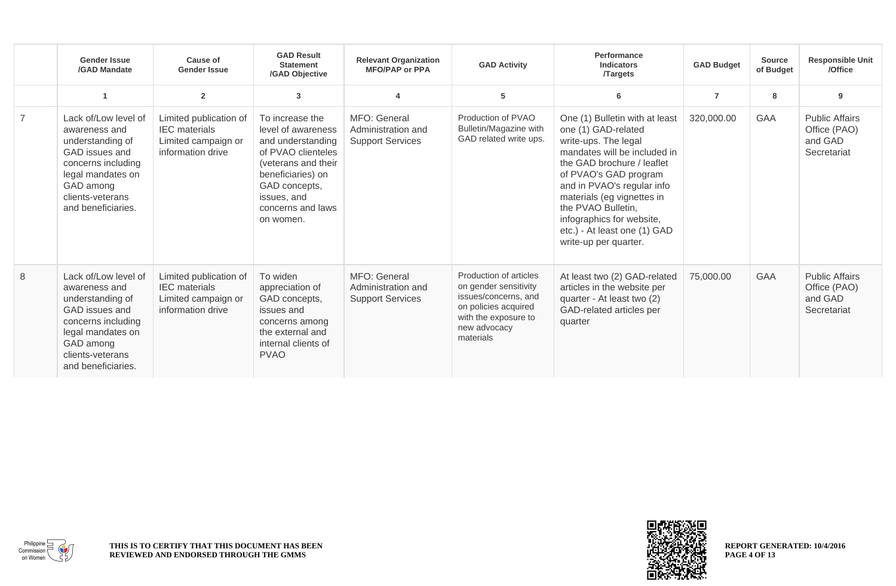| | Gender Issue /GAD Mandate | Cause of Gender Issue | GAD Result Statement /GAD Objective | Relevant Organization MFO/PAP or PPA | GAD Activity | Performance Indicators /Targets | GAD Budget | Source of Budget | Responsible Unit /Office |
|---|---|---|---|---|---|---|---|---|---|
| | 1 | 2 | 3 | 4 | 5 | 6 | 7 | 8 | 9 |
| 7 | Lack of/Low level of awareness and understanding of GAD issues and concerns including legal mandates on GAD among clients-veterans and beneficiaries. | Limited publication of IEC materials Limited campaign or information drive | To increase the level of awareness and understanding of PVAO clienteles (veterans and their beneficiaries) on GAD concepts, issues, and concerns and laws on women. | MFO: General Administration and Support Services | Production of PVAO Bulletin/Magazine with GAD related write ups. | One (1) Bulletin with at least one (1) GAD-related write-ups. The legal mandates will be included in the GAD brochure / leaflet of PVAO's GAD program and in PVAO's regular info materials (eg vignettes in the PVAO Bulletin, infographics for website, etc.) - At least one (1) GAD write-up per quarter. | 320,000.00 | GAA | Public Affairs Office (PAO) and GAD Secretariat |
| 8 | Lack of/Low level of awareness and understanding of GAD issues and concerns including legal mandates on GAD among clients-veterans and beneficiaries. | Limited publication of IEC materials Limited campaign or information drive | To widen appreciation of GAD concepts, issues and concerns among the external and internal clients of PVAO | MFO: General Administration and Support Services | Production of articles on gender sensitivity issues/concerns, and on policies acquired with the exposure to new advocacy materials | At least two (2) GAD-related articles in the website per quarter - At least two (2) GAD-related articles per quarter | 75,000.00 | GAA | Public Affairs Office (PAO) and GAD Secretariat |

THIS IS TO CERTIFY THAT THIS DOCUMENT HAS BEEN REVIEWED AND ENDORSED THROUGH THE GMMS

REPORT GENERATED: 10/4/2016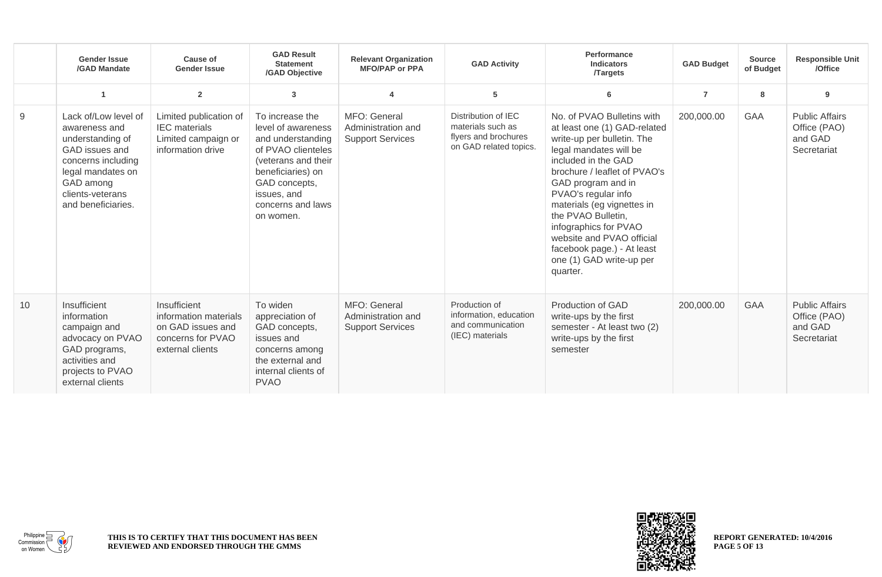| | Gender Issue /GAD Mandate | Cause of Gender Issue | GAD Result Statement /GAD Objective | Relevant Organization MFO/PAP or PPA | GAD Activity | Performance Indicators /Targets | GAD Budget | Source of Budget | Responsible Unit /Office |
|---|---|---|---|---|---|---|---|---|---|
| | 1 | 2 | 3 | 4 | 5 | 6 | 7 | 8 | 9 |
| 9 | Lack of/Low level of awareness and understanding of GAD issues and concerns including legal mandates on GAD among clients-veterans and beneficiaries. | Limited publication of IEC materials Limited campaign or information drive | To increase the level of awareness and understanding of PVAO clienteles (veterans and their beneficiaries) on GAD concepts, issues, and concerns and laws on women. | MFO: General Administration and Support Services | Distribution of IEC materials such as flyers and brochures on GAD related topics. | No. of PVAO Bulletins with at least one (1) GAD-related write-up per bulletin. The legal mandates will be included in the GAD brochure / leaflet of PVAO's GAD program and in PVAO's regular info materials (eg vignettes in the PVAO Bulletin, infographics for PVAO website and PVAO official facebook page.) - At least one (1) GAD write-up per quarter. | 200,000.00 | GAA | Public Affairs Office (PAO) and GAD Secretariat |
| 10 | Insufficient information campaign and advocacy on PVAO GAD programs, activities and projects to PVAO external clients | Insufficient information materials on GAD issues and concerns for PVAO external clients | To widen appreciation of GAD concepts, issues and concerns among the external and internal clients of PVAO | MFO: General Administration and Support Services | Production of information, education and communication (IEC) materials | Production of GAD write-ups by the first semester - At least two (2) write-ups by the first semester | 200,000.00 | GAA | Public Affairs Office (PAO) and GAD Secretariat |

**THIS IS TO CERTIFY THAT THIS DOCUMENT HAS BEEN REVIEWED AND ENDORSED THROUGH THE GMMS**

**REPORT GENERATED: 10/4/2016**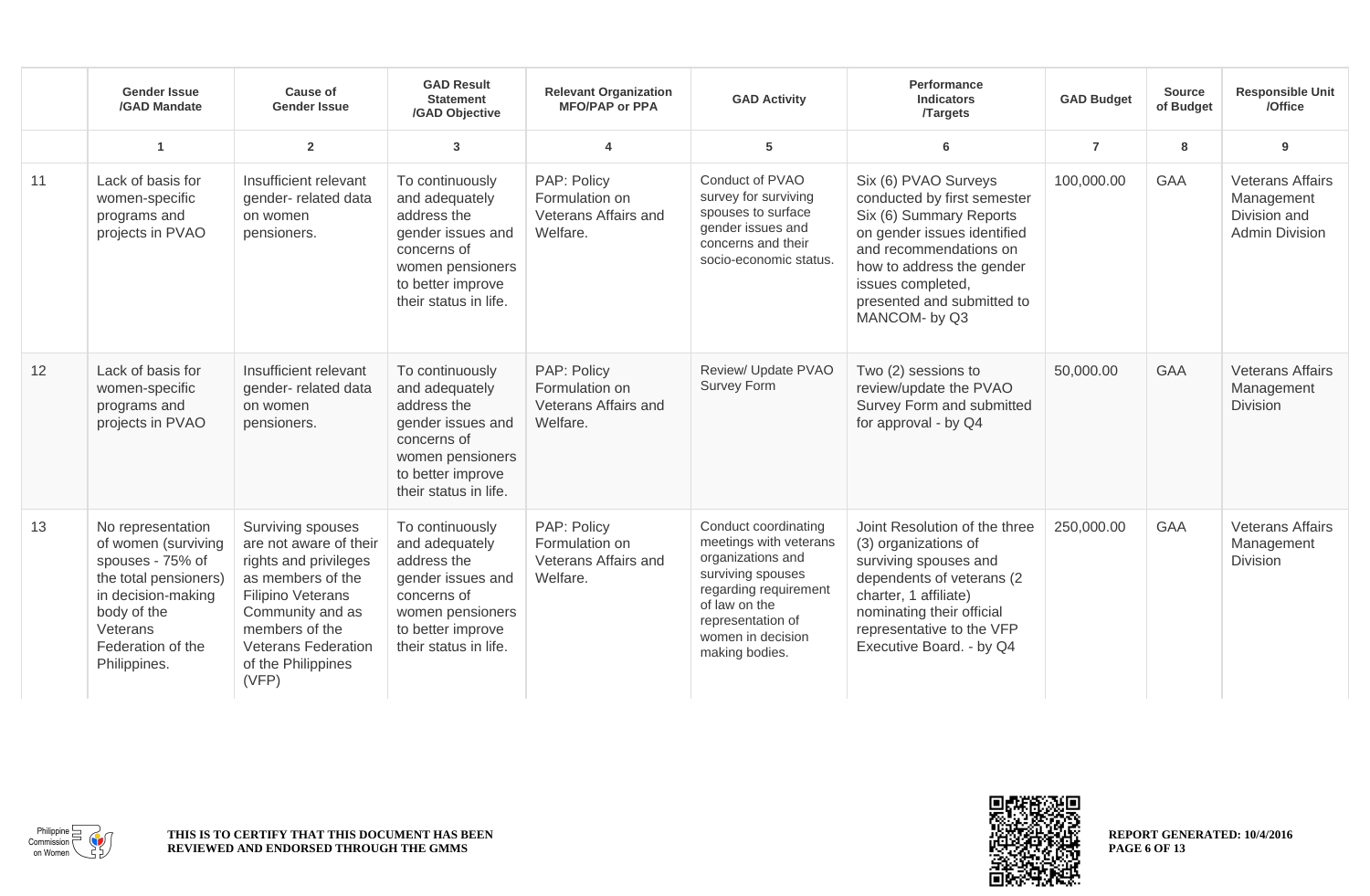| | Gender Issue /GAD Mandate | Cause of Gender Issue | GAD Result Statement /GAD Objective | Relevant Organization MFO/PAP or PPA | GAD Activity | Performance Indicators /Targets | GAD Budget | Source of Budget | Responsible Unit /Office |
|---|---|---|---|---|---|---|---|---|---|
| | 1 | 2 | 3 | 4 | 5 | 6 | 7 | 8 | 9 |
| 11 | Lack of basis for women-specific programs and projects in PVAO | Insufficient relevant gender- related data on women pensioners. | To continuously and adequately address the gender issues and concerns of women pensioners to better improve their status in life. | PAP: Policy Formulation on Veterans Affairs and Welfare. | Conduct of PVAO survey for surviving spouses to surface gender issues and concerns and their socio-economic status. | Six (6) PVAO Surveys conducted by first semester Six (6) Summary Reports on gender issues identified and recommendations on how to address the gender issues completed, presented and submitted to MANCOM- by Q3 | 100,000.00 | GAA | Veterans Affairs Management Division and Admin Division |
| 12 | Lack of basis for women-specific programs and projects in PVAO | Insufficient relevant gender- related data on women pensioners. | To continuously and adequately address the gender issues and concerns of women pensioners to better improve their status in life. | PAP: Policy Formulation on Veterans Affairs and Welfare. | Review/ Update PVAO Survey Form | Two (2) sessions to review/update the PVAO Survey Form and submitted for approval - by Q4 | 50,000.00 | GAA | Veterans Affairs Management Division |
| 13 | No representation of women (surviving spouses - 75% of the total pensioners) in decision-making body of the Veterans Federation of the Philippines. | Surviving spouses are not aware of their rights and privileges as members of the Filipino Veterans Community and as members of the Veterans Federation of the Philippines (VFP) | To continuously and adequately address the gender issues and concerns of women pensioners to better improve their status in life. | PAP: Policy Formulation on Veterans Affairs and Welfare. | Conduct coordinating meetings with veterans organizations and surviving spouses regarding requirement of law on the representation of women in decision making bodies. | Joint Resolution of the three (3) organizations of surviving spouses and dependents of veterans (2 charter, 1 affiliate) nominating their official representative to the VFP Executive Board. - by Q4 | 250,000.00 | GAA | Veterans Affairs Management Division |

THIS IS TO CERTIFY THAT THIS DOCUMENT HAS BEEN REVIEWED AND ENDORSED THROUGH THE GMMS

REPORT GENERATED: 10/4/2016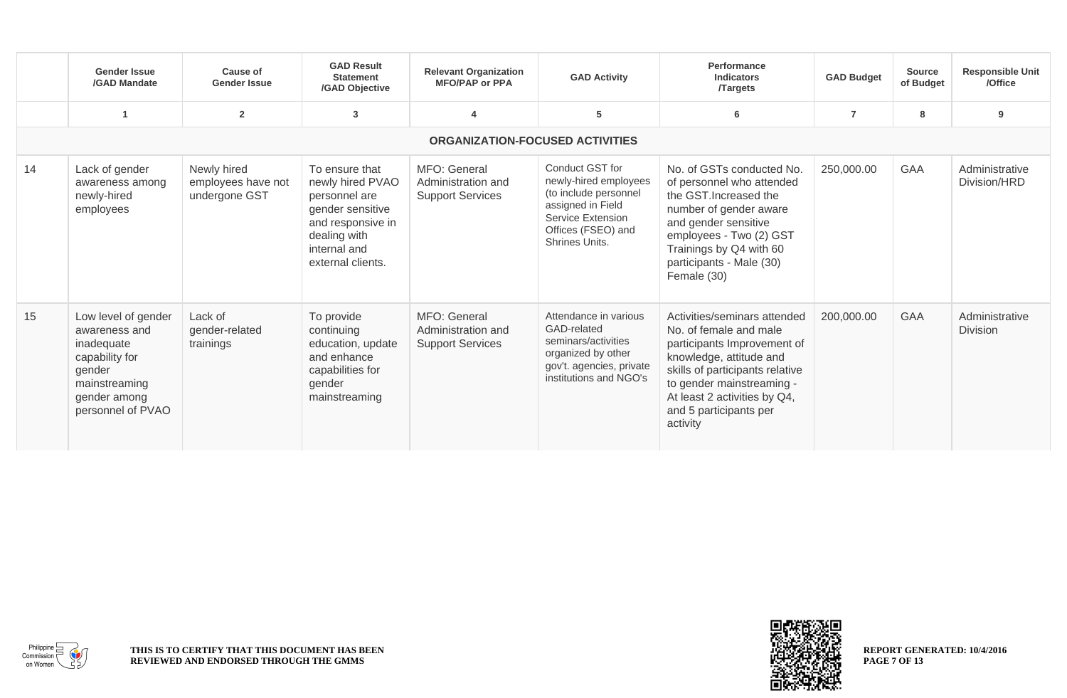| | Gender Issue /GAD Mandate | Cause of Gender Issue | GAD Result Statement /GAD Objective | Relevant Organization MFO/PAP or PPA | GAD Activity | Performance Indicators /Targets | GAD Budget | Source of Budget | Responsible Unit /Office |
|---|---|---|---|---|---|---|---|---|---|
| | 1 | 2 | 3 | 4 | 5 | 6 | 7 | 8 | 9 |
| | | | | **ORGANIZATION-FOCUSED ACTIVITIES** | | | | | |
| 14 | Lack of gender awareness among newly-hired employees | Newly hired employees have not undergone GST | To ensure that newly hired PVAO personnel are gender sensitive and responsive in dealing with internal and external clients. | MFO: General Administration and Support Services | Conduct GST for newly-hired employees (to include personnel assigned in Field Service Extension Offices (FSEO) and Shrines Units. | No. of GSTs conducted No. of personnel who attended the GST.Increased the number of gender aware and gender sensitive employees - Two (2) GST Trainings by Q4 with 60 participants - Male (30) Female (30) | 250,000.00 | GAA | Administrative Division/HRD |
| 15 | Low level of gender awareness and inadequate capability for gender mainstreaming gender among personnel of PVAO | Lack of gender-related trainings | To provide continuing education, update and enhance capabilities for gender mainstreaming | MFO: General Administration and Support Services | Attendance in various GAD-related seminars/activities organized by other gov't. agencies, private institutions and NGO's | Activities/seminars attended No. of female and male participants Improvement of knowledge, attitude and skills of participants relative to gender mainstreaming - At least 2 activities by Q4, and 5 participants per activity | 200,000.00 | GAA | Administrative Division |

THIS IS TO CERTIFY THAT THIS DOCUMENT HAS BEEN REVIEWED AND ENDORSED THROUGH THE GMMS

REPORT GENERATED: 10/4/2016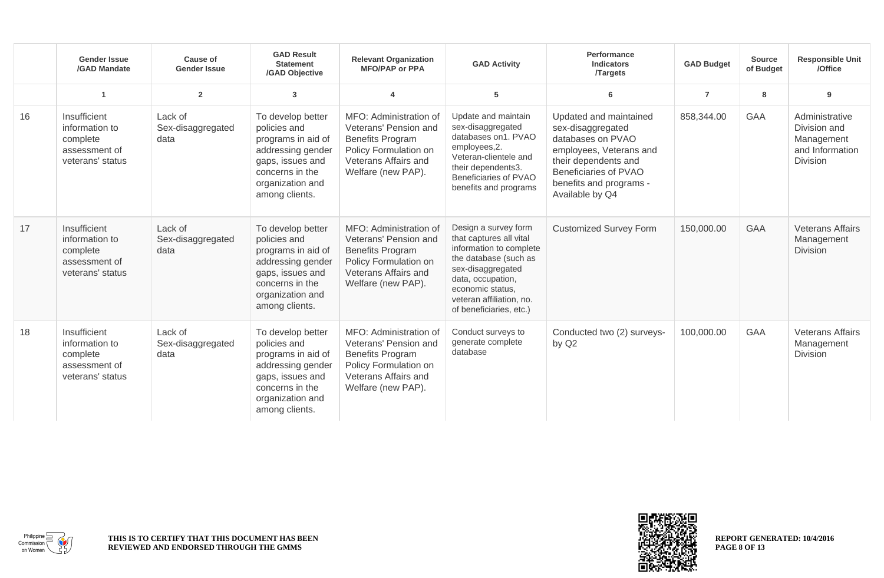| | Gender Issue /GAD Mandate | Cause of Gender Issue | GAD Result Statement /GAD Objective | Relevant Organization MFO/PAP or PPA | GAD Activity | Performance Indicators /Targets | GAD Budget | Source of Budget | Responsible Unit /Office |
|---|---|---|---|---|---|---|---|---|---|
| | 1 | 2 | 3 | 4 | 5 | 6 | 7 | 8 | 9 |
| 16 | Insufficient information to complete assessment of veterans' status | Lack of Sex-disaggregated data | To develop better policies and programs in aid of addressing gender gaps, issues and concerns in the organization and among clients. | MFO: Administration of Veterans' Pension and Benefits Program Policy Formulation on Veterans Affairs and Welfare (new PAP). | Update and maintain sex-disaggregated databases on1. PVAO employees,2. Veteran-clientele and their dependents3. Beneficiaries of PVAO benefits and programs | Updated and maintained sex-disaggregated databases on PVAO employees, Veterans and their dependents and Beneficiaries of PVAO benefits and programs - Available by Q4 | 858,344.00 | GAA | Administrative Division and Management and Information Division |
| 17 | Insufficient information to complete assessment of veterans' status | Lack of Sex-disaggregated data | To develop better policies and programs in aid of addressing gender gaps, issues and concerns in the organization and among clients. | MFO: Administration of Veterans' Pension and Benefits Program Policy Formulation on Veterans Affairs and Welfare (new PAP). | Design a survey form that captures all vital information to complete the database (such as sex-disaggregated data, occupation, economic status, veteran affiliation, no. of beneficiaries, etc.) | Customized Survey Form | 150,000.00 | GAA | Veterans Affairs Management Division |
| 18 | Insufficient information to complete assessment of veterans' status | Lack of Sex-disaggregated data | To develop better policies and programs in aid of addressing gender gaps, issues and concerns in the organization and among clients. | MFO: Administration of Veterans' Pension and Benefits Program Policy Formulation on Veterans Affairs and Welfare (new PAP). | Conduct surveys to generate complete database | Conducted two (2) surveys- by Q2 | 100,000.00 | GAA | Veterans Affairs Management Division |

**THIS IS TO CERTIFY THAT THIS DOCUMENT HAS BEEN REVIEWED AND ENDORSED THROUGH THE GMMS**

**REPORT GENERATED: 10/4/2016**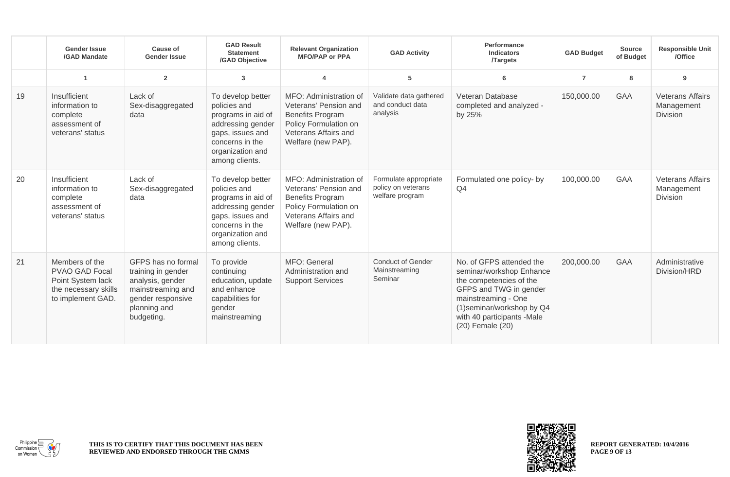| | Gender Issue /GAD Mandate | Cause of Gender Issue | GAD Result Statement /GAD Objective | Relevant Organization MFO/PAP or PPA | GAD Activity | Performance Indicators /Targets | GAD Budget | Source of Budget | Responsible Unit /Office |
|---|---|---|---|---|---|---|---|---|---|
| | 1 | 2 | 3 | 4 | 5 | 6 | 7 | 8 | 9 |
| 19 | Insufficient information to complete assessment of veterans' status | Lack of Sex-disaggregated data | To develop better policies and programs in aid of addressing gender gaps, issues and concerns in the organization and among clients. | MFO: Administration of Veterans' Pension and Benefits Program Policy Formulation on Veterans Affairs and Welfare (new PAP). | Validate data gathered and conduct data analysis | Veteran Database completed and analyzed - by 25% | 150,000.00 | GAA | Veterans Affairs Management Division |
| 20 | Insufficient information to complete assessment of veterans' status | Lack of Sex-disaggregated data | To develop better policies and programs in aid of addressing gender gaps, issues and concerns in the organization and among clients. | MFO: Administration of Veterans' Pension and Benefits Program Policy Formulation on Veterans Affairs and Welfare (new PAP). | Formulate appropriate policy on veterans welfare program | Formulated one policy- by Q4 | 100,000.00 | GAA | Veterans Affairs Management Division |
| 21 | Members of the PVAO GAD Focal Point System lack the necessary skills to implement GAD. | GFPS has no formal training in gender analysis, gender mainstreaming and gender responsive planning and budgeting. | To provide continuing education, update and enhance capabilities for gender mainstreaming | MFO: General Administration and Support Services | Conduct of Gender Mainstreaming Seminar | No. of GFPS attended the seminar/workshop Enhance the competencies of the GFPS and TWG in gender mainstreaming - One (1)seminar/workshop by Q4 with 40 participants -Male (20) Female (20) | 200,000.00 | GAA | Administrative Division/HRD |

THIS IS TO CERTIFY THAT THIS DOCUMENT HAS BEEN REVIEWED AND ENDORSED THROUGH THE GMMS

REPORT GENERATED: 10/4/2016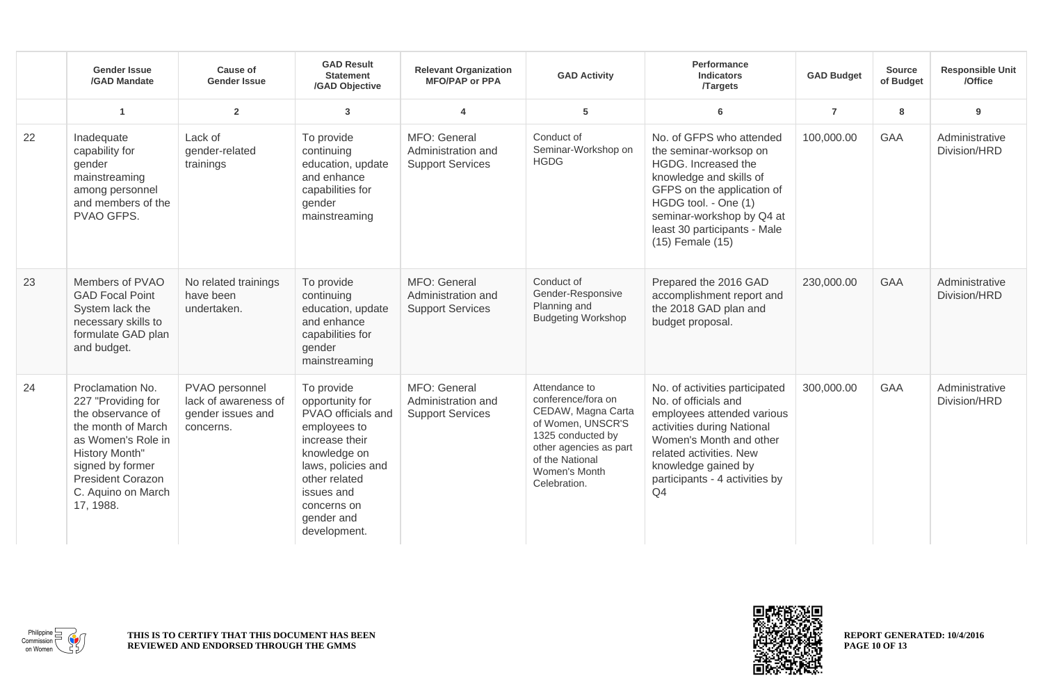| | Gender Issue /GAD Mandate | Cause of Gender Issue | GAD Result Statement /GAD Objective | Relevant Organization MFO/PAP or PPA | GAD Activity | Performance Indicators /Targets | GAD Budget | Source of Budget | Responsible Unit /Office |
|---|---|---|---|---|---|---|---|---|---|
| | 1 | 2 | 3 | 4 | 5 | 6 | 7 | 8 | 9 |
| 22 | Inadequate capability for gender mainstreaming among personnel and members of the PVAO GFPS. | Lack of gender-related trainings | To provide continuing education, update and enhance capabilities for gender mainstreaming | MFO: General Administration and Support Services | Conduct of Seminar-Workshop on HGDG | No. of GFPS who attended the seminar-worksop on HGDG. Increased the knowledge and skills of GFPS on the application of HGDG tool. - One (1) seminar-workshop by Q4 at least 30 participants - Male (15) Female (15) | 100,000.00 | GAA | Administrative Division/HRD |
| 23 | Members of PVAO GAD Focal Point System lack the necessary skills to formulate GAD plan and budget. | No related trainings have been undertaken. | To provide continuing education, update and enhance capabilities for gender mainstreaming | MFO: General Administration and Support Services | Conduct of Gender-Responsive Planning and Budgeting Workshop | Prepared the 2016 GAD accomplishment report and the 2018 GAD plan and budget proposal. | 230,000.00 | GAA | Administrative Division/HRD |
| 24 | Proclamation No. 227 "Providing for the observance of the month of March as Women's Role in History Month" signed by former President Corazon C. Aquino on March 17, 1988. | PVAO personnel lack of awareness of gender issues and concerns. | To provide opportunity for PVAO officials and employees to increase their knowledge on laws, policies and other related issues and concerns on gender and development. | MFO: General Administration and Support Services | Attendance to conference/fora on CEDAW, Magna Carta of Women, UNSCR'S 1325 conducted by other agencies as part of the National Women's Month Celebration. | No. of activities participated No. of officials and employees attended various activities during National Women's Month and other related activities. New knowledge gained by participants - 4 activities by Q4 | 300,000.00 | GAA | Administrative Division/HRD |

THIS IS TO CERTIFY THAT THIS DOCUMENT HAS BEEN REVIEWED AND ENDORSED THROUGH THE GMMS

REPORT GENERATED: 10/4/2016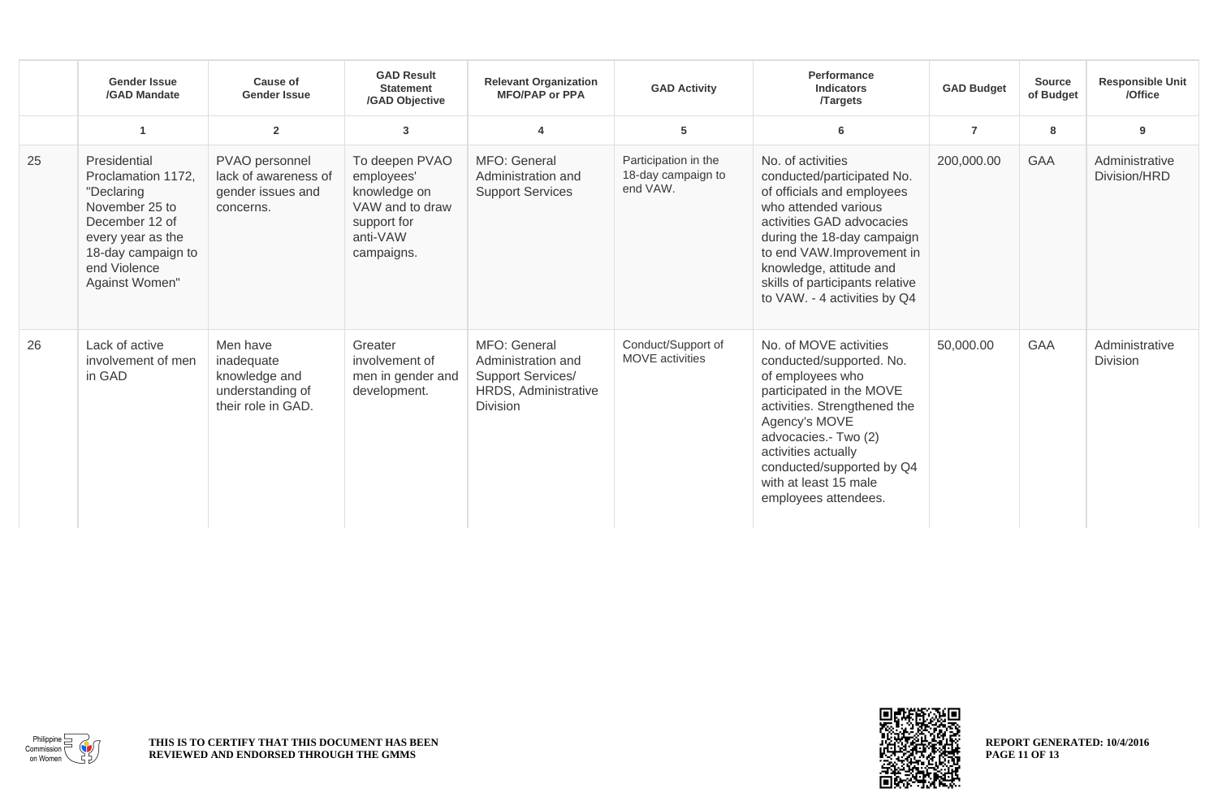| | Gender Issue /GAD Mandate | Cause of Gender Issue | GAD Result Statement /GAD Objective | Relevant Organization MFO/PAP or PPA | GAD Activity | Performance Indicators /Targets | GAD Budget | Source of Budget | Responsible Unit /Office |
|---|---|---|---|---|---|---|---|---|---|
| | 1 | 2 | 3 | 4 | 5 | 6 | 7 | 8 | 9 |
| 25 | Presidential Proclamation 1172, "Declaring November 25 to December 12 of every year as the 18-day campaign to end Violence Against Women" | PVAO personnel lack of awareness of gender issues and concerns. | To deepen PVAO employees' knowledge on VAW and to draw support for anti-VAW campaigns. | MFO: General Administration and Support Services | Participation in the 18-day campaign to end VAW. | No. of activities conducted/participated No. of officials and employees who attended various activities GAD advocacies during the 18-day campaign to end VAW.Improvement in knowledge, attitude and skills of participants relative to VAW. - 4 activities by Q4 | 200,000.00 | GAA | Administrative Division/HRD |
| 26 | Lack of active involvement of men in GAD | Men have inadequate knowledge and understanding of their role in GAD. | Greater involvement of men in gender and development. | MFO: General Administration and Support Services/ HRDS, Administrative Division | Conduct/Support of MOVE activities | No. of MOVE activities conducted/supported. No. of employees who participated in the MOVE activities. Strengthened the Agency's MOVE advocacies.- Two (2) activities actually conducted/supported by Q4 with at least 15 male employees attendees. | 50,000.00 | GAA | Administrative Division |

THIS IS TO CERTIFY THAT THIS DOCUMENT HAS BEEN REVIEWED AND ENDORSED THROUGH THE GMMS

REPORT GENERATED: 10/4/2016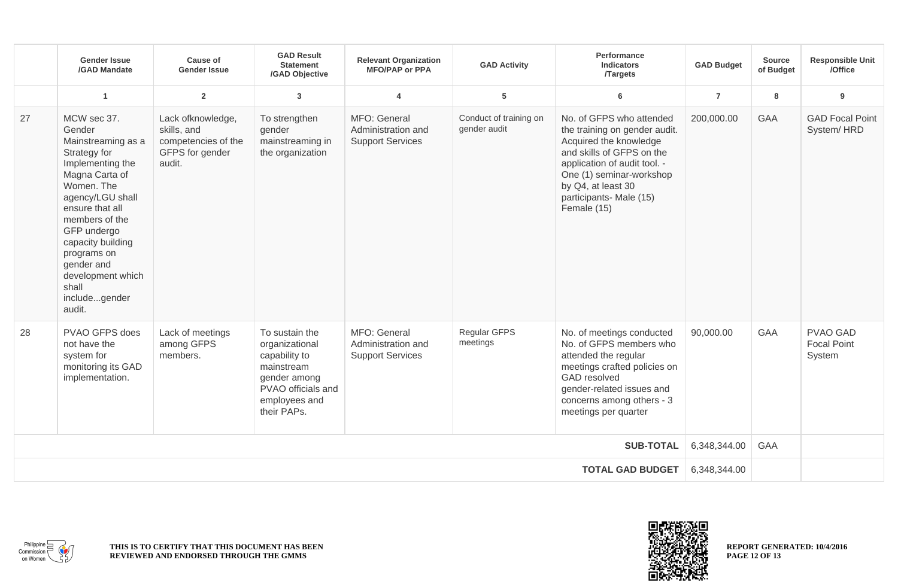| | Gender Issue /GAD Mandate | Cause of Gender Issue | GAD Result Statement /GAD Objective | Relevant Organization MFO/PAP or PPA | GAD Activity | Performance Indicators /Targets | GAD Budget | Source of Budget | Responsible Unit /Office |
|---|---|---|---|---|---|---|---|---|---|
| | 1 | 2 | 3 | 4 | 5 | 6 | 7 | 8 | 9 |
| 27 | MCW sec 37. Gender Mainstreaming as a Strategy for Implementing the Magna Carta of Women. The agency/LGU shall ensure that all members of the GFP undergo capacity building programs on gender and development which shall include...gender audit. | Lack ofknowledge, skills, and competencies of the GFPS for gender audit. | To strengthen gender mainstreaming in the organization | MFO: General Administration and Support Services | Conduct of training on gender audit | No. of GFPS who attended the training on gender audit. Acquired the knowledge and skills of GFPS on the application of audit tool. - One (1) seminar-workshop by Q4, at least 30 participants- Male (15) Female (15) | 200,000.00 | GAA | GAD Focal Point System/ HRD |
| 28 | PVAO GFPS does not have the system for monitoring its GAD implementation. | Lack of meetings among GFPS members. | To sustain the organizational capability to mainstream gender among PVAO officials and employees and their PAPs. | MFO: General Administration and Support Services | Regular GFPS meetings | No. of meetings conducted No. of GFPS members who attended the regular meetings crafted policies on GAD resolved gender-related issues and concerns among others - 3 meetings per quarter | 90,000.00 | GAA | PVAO GAD Focal Point System |
| | | | | | | **SUB-TOTAL** | 6,348,344.00 | GAA | |
| | | | | | | **TOTAL GAD BUDGET** | 6,348,344.00 | | |

Philippine Commission on Women

**THIS IS TO CERTIFY THAT THIS DOCUMENT HAS BEEN REVIEWED AND ENDORSED THROUGH THE GMMS**

**REPORT GENERATED: 10/4/2016**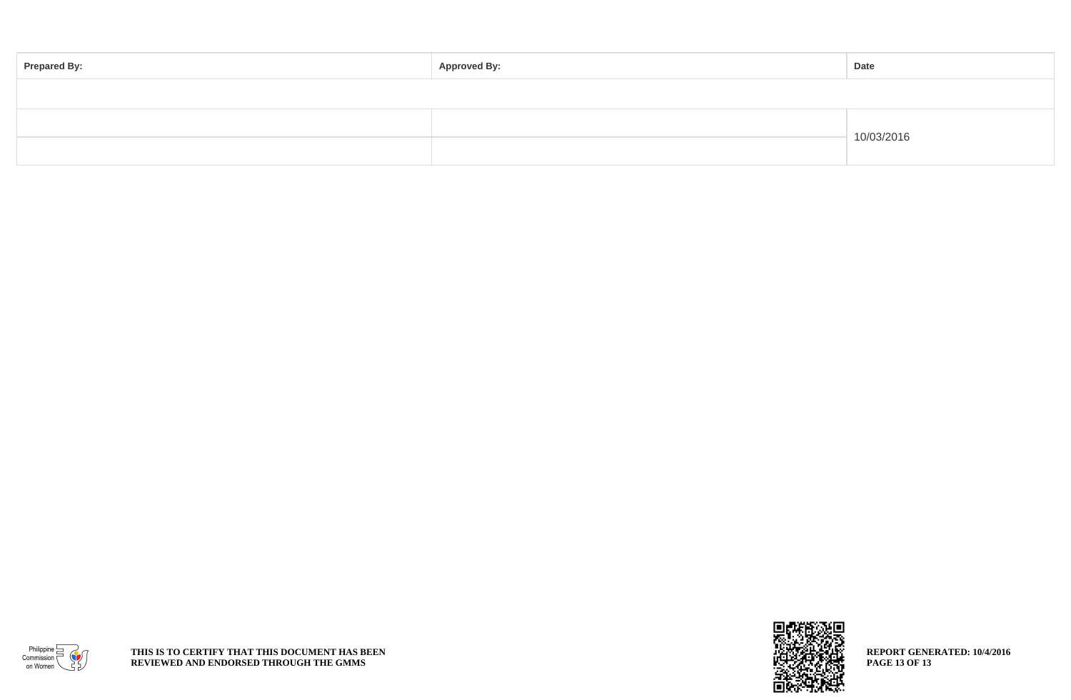| Prepared By: | Approved By: | Date |
| --- | --- | --- |
| | | |
| | | 10/03/2016 |
| | | |

THIS IS TO CERTIFY THAT THIS DOCUMENT HAS BEEN REVIEWED AND ENDORSED THROUGH THE GMMS

REPORT GENERATED: 10/4/2016